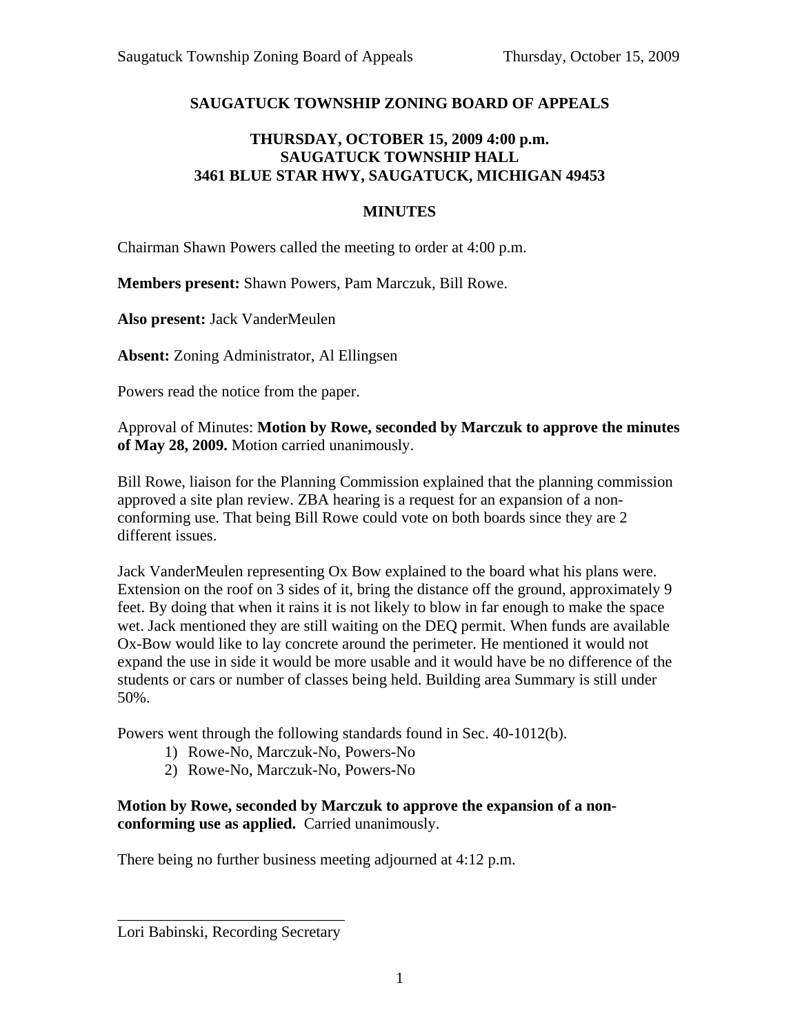# SAUGATUCK TOWNSHIP ZONING BOARD OF APPEALS

## THURSDAY, OCTOBER 15, 2009 4:00 p.m.
## SAUGATUCK TOWNSHIP HALL
## 3461 BLUE STAR HWY, SAUGATUCK, MICHIGAN 49453

## MINUTES

Chairman Shawn Powers called the meeting to order at 4:00 p.m.

**Members present:** Shawn Powers, Pam Marczuk, Bill Rowe.

**Also present:** Jack VanderMeulen

**Absent:** Zoning Administrator, Al Ellingsen

Powers read the notice from the paper.

Approval of Minutes: **Motion by Rowe, seconded by Marczuk to approve the minutes of May 28, 2009.** Motion carried unanimously.

Bill Rowe, liaison for the Planning Commission explained that the planning commission approved a site plan review. ZBA hearing is a request for an expansion of a non-conforming use. That being Bill Rowe could vote on both boards since they are 2 different issues.

Jack VanderMeulen representing Ox Bow explained to the board what his plans were. Extension on the roof on 3 sides of it, bring the distance off the ground, approximately 9 feet. By doing that when it rains it is not likely to blow in far enough to make the space wet. Jack mentioned they are still waiting on the DEQ permit. When funds are available Ox-Bow would like to lay concrete around the perimeter. He mentioned it would not expand the use in side it would be more usable and it would have be no difference of the students or cars or number of classes being held. Building area Summary is still under 50%.

Powers went through the following standards found in Sec. 40-1012(b).

1) Rowe-No, Marczuk-No, Powers-No
2) Rowe-No, Marczuk-No, Powers-No

**Motion by Rowe, seconded by Marczuk to approve the expansion of a non-conforming use as applied.** Carried unanimously.

There being no further business meeting adjourned at 4:12 p.m.

_______________________________
Lori Babinski, Recording Secretary